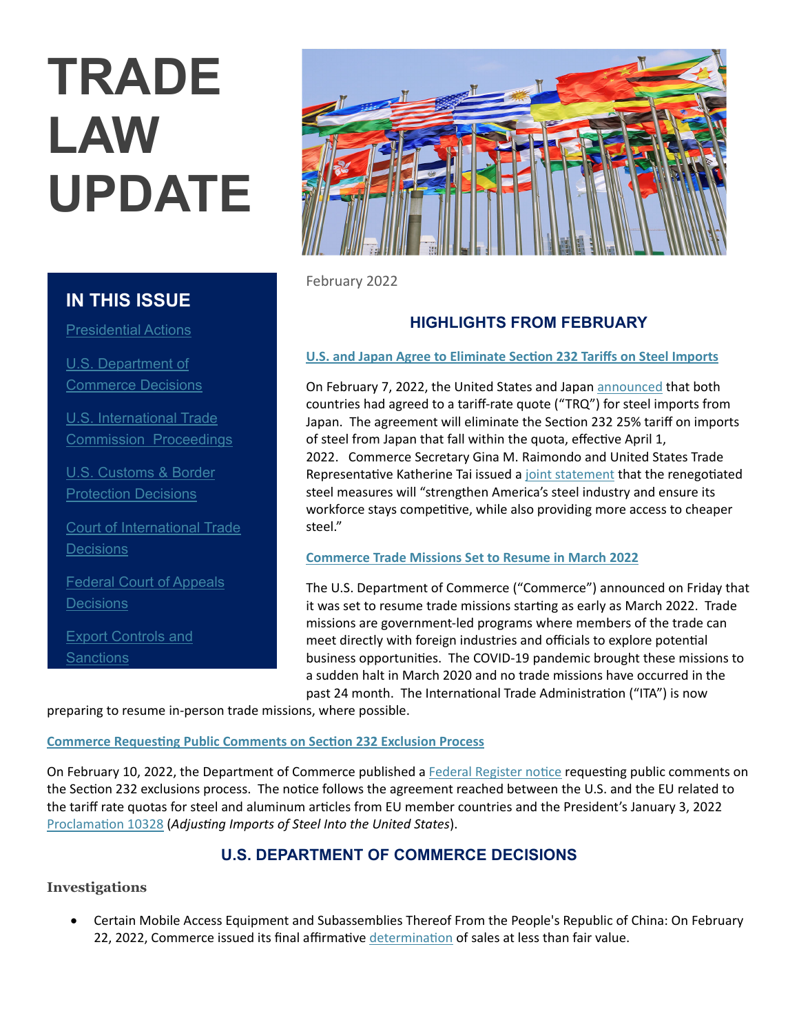# TRADE LAW UPDATE

## IN THIS ISSUE

[Presidential Actions]

[U.S. Department of Commerce Decisions]

[U.S. International Trade Commission Proceedings]

[U.S. Customs & Border Protection Decisions]

[Court of International Trade Decisions]

[Federal Court of Appeals Decisions]

[Export Controls and Sanctions]

February 2022

## HIGHLIGHTS FROM FEBRUARY

### U.S. and Japan Agree to Eliminate Section 232 Tariffs on Steel Imports

On February 7, 2022, the United States and Japan announced that both countries had agreed to a tariff-rate quote ("TRQ") for steel imports from Japan. The agreement will eliminate the Section 232 25% tariff on imports of steel from Japan that fall within the quota, effective April 1, 2022. Commerce Secretary Gina M. Raimondo and United States Trade Representative Katherine Tai issued a joint statement that the renegotiated steel measures will "strengthen America's steel industry and ensure its workforce stays competitive, while also providing more access to cheaper steel."

### Commerce Trade Missions Set to Resume in March 2022

The U.S. Department of Commerce ("Commerce") announced on Friday that it was set to resume trade missions starting as early as March 2022. Trade missions are government-led programs where members of the trade can meet directly with foreign industries and officials to explore potential business opportunities. The COVID-19 pandemic brought these missions to a sudden halt in March 2020 and no trade missions have occurred in the past 24 month. The International Trade Administration ("ITA") is now preparing to resume in-person trade missions, where possible.

### Commerce Requesting Public Comments on Section 232 Exclusion Process

On February 10, 2022, the Department of Commerce published a Federal Register notice requesting public comments on the Section 232 exclusions process. The notice follows the agreement reached between the U.S. and the EU related to the tariff rate quotas for steel and aluminum articles from EU member countries and the President's January 3, 2022 Proclamation 10328 (*Adjusting Imports of Steel Into the United States*).

## U.S. DEPARTMENT OF COMMERCE DECISIONS

### Investigations

- Certain Mobile Access Equipment and Subassemblies Thereof From the People's Republic of China: On February 22, 2022, Commerce issued its final affirmative determination of sales at less than fair value.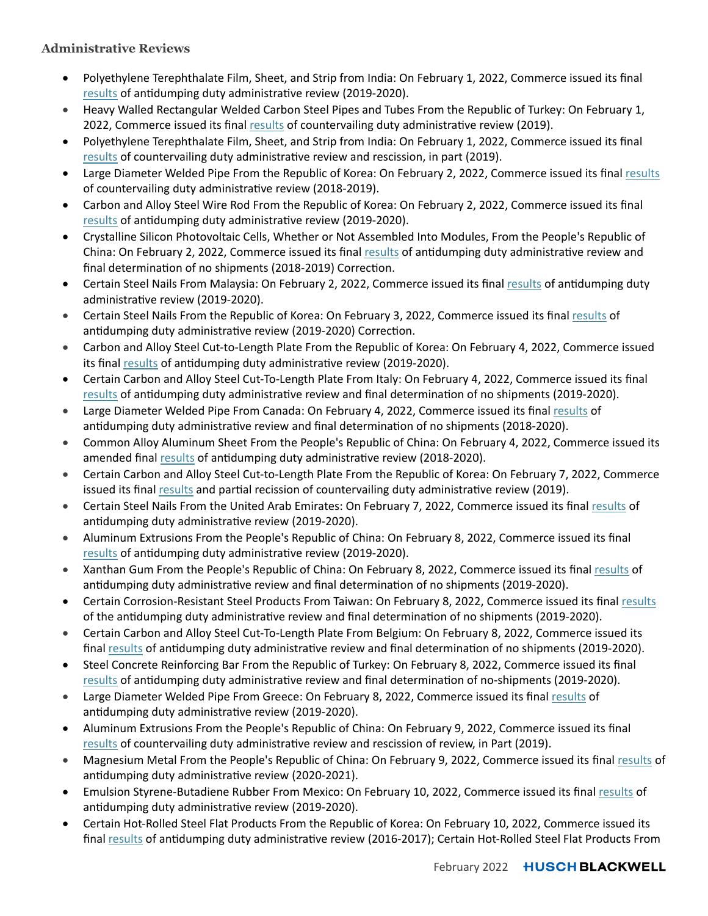### Administrative Reviews

- Polyethylene Terephthalate Film, Sheet, and Strip from India: On February 1, 2022, Commerce issued its final results of antidumping duty administrative review (2019-2020).
- Heavy Walled Rectangular Welded Carbon Steel Pipes and Tubes From the Republic of Turkey: On February 1, 2022, Commerce issued its final results of countervailing duty administrative review (2019).
- Polyethylene Terephthalate Film, Sheet, and Strip from India: On February 1, 2022, Commerce issued its final results of countervailing duty administrative review and rescission, in part (2019).
- Large Diameter Welded Pipe From the Republic of Korea: On February 2, 2022, Commerce issued its final results of countervailing duty administrative review (2018-2019).
- Carbon and Alloy Steel Wire Rod From the Republic of Korea: On February 2, 2022, Commerce issued its final results of antidumping duty administrative review (2019-2020).
- Crystalline Silicon Photovoltaic Cells, Whether or Not Assembled Into Modules, From the People's Republic of China: On February 2, 2022, Commerce issued its final results of antidumping duty administrative review and final determination of no shipments (2018-2019) Correction.
- Certain Steel Nails From Malaysia: On February 2, 2022, Commerce issued its final results of antidumping duty administrative review (2019-2020).
- Certain Steel Nails From the Republic of Korea: On February 3, 2022, Commerce issued its final results of antidumping duty administrative review (2019-2020) Correction.
- Carbon and Alloy Steel Cut-to-Length Plate From the Republic of Korea: On February 4, 2022, Commerce issued its final results of antidumping duty administrative review (2019-2020).
- Certain Carbon and Alloy Steel Cut-To-Length Plate From Italy: On February 4, 2022, Commerce issued its final results of antidumping duty administrative review and final determination of no shipments (2019-2020).
- Large Diameter Welded Pipe From Canada: On February 4, 2022, Commerce issued its final results of antidumping duty administrative review and final determination of no shipments (2018-2020).
- Common Alloy Aluminum Sheet From the People's Republic of China: On February 4, 2022, Commerce issued its amended final results of antidumping duty administrative review (2018-2020).
- Certain Carbon and Alloy Steel Cut-to-Length Plate From the Republic of Korea: On February 7, 2022, Commerce issued its final results and partial recission of countervailing duty administrative review (2019).
- Certain Steel Nails From the United Arab Emirates: On February 7, 2022, Commerce issued its final results of antidumping duty administrative review (2019-2020).
- Aluminum Extrusions From the People's Republic of China: On February 8, 2022, Commerce issued its final results of antidumping duty administrative review (2019-2020).
- Xanthan Gum From the People's Republic of China: On February 8, 2022, Commerce issued its final results of antidumping duty administrative review and final determination of no shipments (2019-2020).
- Certain Corrosion-Resistant Steel Products From Taiwan: On February 8, 2022, Commerce issued its final results of the antidumping duty administrative review and final determination of no shipments (2019-2020).
- Certain Carbon and Alloy Steel Cut-To-Length Plate From Belgium: On February 8, 2022, Commerce issued its final results of antidumping duty administrative review and final determination of no shipments (2019-2020).
- Steel Concrete Reinforcing Bar From the Republic of Turkey: On February 8, 2022, Commerce issued its final results of antidumping duty administrative review and final determination of no-shipments (2019-2020).
- Large Diameter Welded Pipe From Greece: On February 8, 2022, Commerce issued its final results of antidumping duty administrative review (2019-2020).
- Aluminum Extrusions From the People's Republic of China: On February 9, 2022, Commerce issued its final results of countervailing duty administrative review and rescission of review, in Part (2019).
- Magnesium Metal From the People's Republic of China: On February 9, 2022, Commerce issued its final results of antidumping duty administrative review (2020-2021).
- Emulsion Styrene-Butadiene Rubber From Mexico: On February 10, 2022, Commerce issued its final results of antidumping duty administrative review (2019-2020).
- Certain Hot-Rolled Steel Flat Products From the Republic of Korea: On February 10, 2022, Commerce issued its final results of antidumping duty administrative review (2016-2017); Certain Hot-Rolled Steel Flat Products From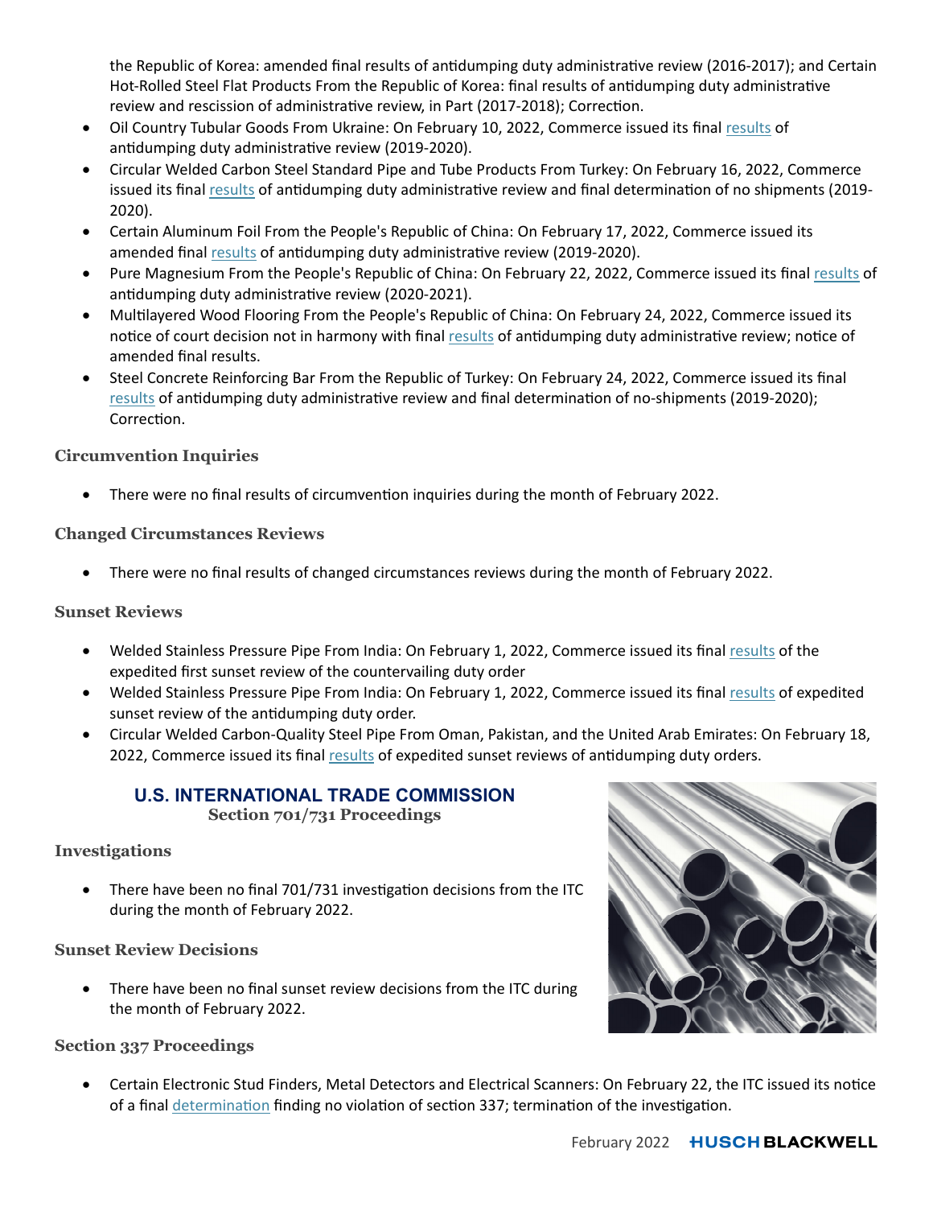the Republic of Korea: amended final results of antidumping duty administrative review (2016-2017); and Certain Hot-Rolled Steel Flat Products From the Republic of Korea: final results of antidumping duty administrative review and rescission of administrative review, in Part (2017-2018); Correction.

- Oil Country Tubular Goods From Ukraine: On February 10, 2022, Commerce issued its final results of antidumping duty administrative review (2019-2020).
- Circular Welded Carbon Steel Standard Pipe and Tube Products From Turkey: On February 16, 2022, Commerce issued its final results of antidumping duty administrative review and final determination of no shipments (2019-2020).
- Certain Aluminum Foil From the People's Republic of China: On February 17, 2022, Commerce issued its amended final results of antidumping duty administrative review (2019-2020).
- Pure Magnesium From the People's Republic of China: On February 22, 2022, Commerce issued its final results of antidumping duty administrative review (2020-2021).
- Multilayered Wood Flooring From the People's Republic of China: On February 24, 2022, Commerce issued its notice of court decision not in harmony with final results of antidumping duty administrative review; notice of amended final results.
- Steel Concrete Reinforcing Bar From the Republic of Turkey: On February 24, 2022, Commerce issued its final results of antidumping duty administrative review and final determination of no-shipments (2019-2020); Correction.

### Circumvention Inquiries

- There were no final results of circumvention inquiries during the month of February 2022.

### Changed Circumstances Reviews

- There were no final results of changed circumstances reviews during the month of February 2022.

### Sunset Reviews

- Welded Stainless Pressure Pipe From India: On February 1, 2022, Commerce issued its final results of the expedited first sunset review of the countervailing duty order
- Welded Stainless Pressure Pipe From India: On February 1, 2022, Commerce issued its final results of expedited sunset review of the antidumping duty order.
- Circular Welded Carbon-Quality Steel Pipe From Oman, Pakistan, and the United Arab Emirates: On February 18, 2022, Commerce issued its final results of expedited sunset reviews of antidumping duty orders.

## U.S. INTERNATIONAL TRADE COMMISSION

**Section 701/731 Proceedings**

### Investigations

- There have been no final 701/731 investigation decisions from the ITC during the month of February 2022.

### Sunset Review Decisions

- There have been no final sunset review decisions from the ITC during the month of February 2022.

### Section 337 Proceedings

- Certain Electronic Stud Finders, Metal Detectors and Electrical Scanners: On February 22, the ITC issued its notice of a final determination finding no violation of section 337; termination of the investigation.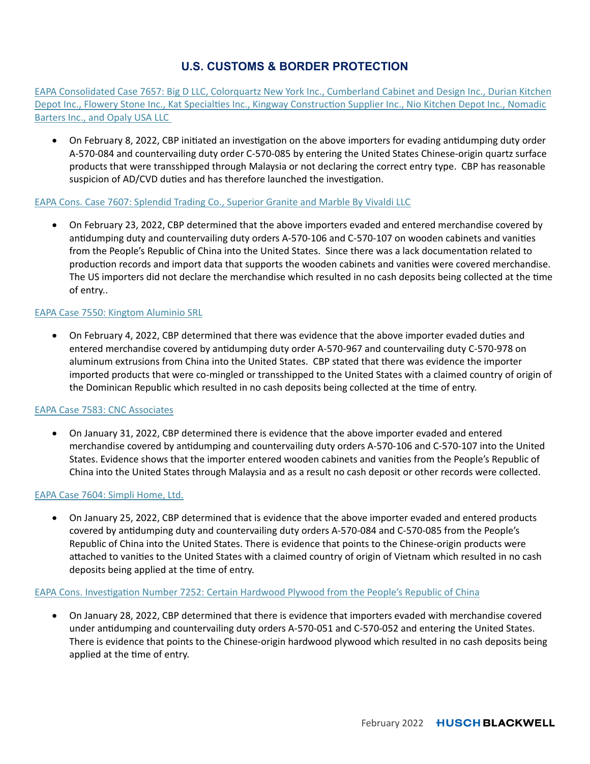## U.S. CUSTOMS & BORDER PROTECTION

EAPA Consolidated Case 7657: Big D LLC, Colorquartz New York Inc., Cumberland Cabinet and Design Inc., Durian Kitchen Depot Inc., Flowery Stone Inc., Kat Specialties Inc., Kingway Construction Supplier Inc., Nio Kitchen Depot Inc., Nomadic Barters Inc., and Opaly USA LLC

- On February 8, 2022, CBP initiated an investigation on the above importers for evading antidumping duty order A-570-084 and countervailing duty order C-570-085 by entering the United States Chinese-origin quartz surface products that were transshipped through Malaysia or not declaring the correct entry type. CBP has reasonable suspicion of AD/CVD duties and has therefore launched the investigation.

EAPA Cons. Case 7607: Splendid Trading Co., Superior Granite and Marble By Vivaldi LLC

- On February 23, 2022, CBP determined that the above importers evaded and entered merchandise covered by antidumping duty and countervailing duty orders A-570-106 and C-570-107 on wooden cabinets and vanities from the People's Republic of China into the United States. Since there was a lack documentation related to production records and import data that supports the wooden cabinets and vanities were covered merchandise. The US importers did not declare the merchandise which resulted in no cash deposits being collected at the time of entry..

EAPA Case 7550: Kingtom Aluminio SRL

- On February 4, 2022, CBP determined that there was evidence that the above importer evaded duties and entered merchandise covered by antidumping duty order A-570-967 and countervailing duty C-570-978 on aluminum extrusions from China into the United States. CBP stated that there was evidence the importer imported products that were co-mingled or transshipped to the United States with a claimed country of origin of the Dominican Republic which resulted in no cash deposits being collected at the time of entry.

EAPA Case 7583: CNC Associates

- On January 31, 2022, CBP determined there is evidence that the above importer evaded and entered merchandise covered by antidumping and countervailing duty orders A-570-106 and C-570-107 into the United States. Evidence shows that the importer entered wooden cabinets and vanities from the People's Republic of China into the United States through Malaysia and as a result no cash deposit or other records were collected.

EAPA Case 7604: Simpli Home, Ltd.

- On January 25, 2022, CBP determined that is evidence that the above importer evaded and entered products covered by antidumping duty and countervailing duty orders A-570-084 and C-570-085 from the People's Republic of China into the United States. There is evidence that points to the Chinese-origin products were attached to vanities to the United States with a claimed country of origin of Vietnam which resulted in no cash deposits being applied at the time of entry.

EAPA Cons. Investigation Number 7252: Certain Hardwood Plywood from the People's Republic of China

- On January 28, 2022, CBP determined that there is evidence that importers evaded with merchandise covered under antidumping and countervailing duty orders A-570-051 and C-570-052 and entering the United States. There is evidence that points to the Chinese-origin hardwood plywood which resulted in no cash deposits being applied at the time of entry.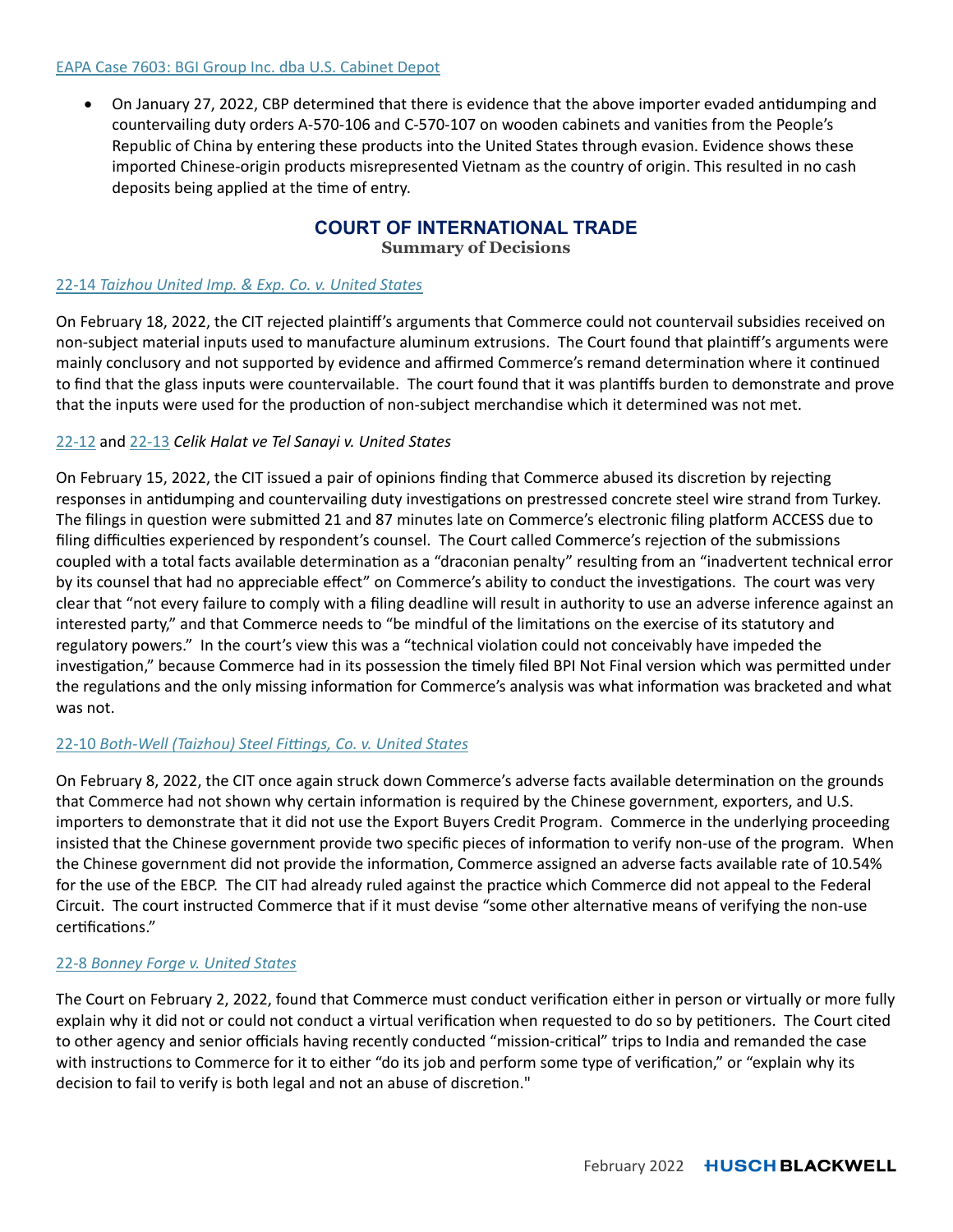[EAPA Case 7603: BGI Group Inc. dba U.S. Cabinet Depot]

- On January 27, 2022, CBP determined that there is evidence that the above importer evaded antidumping and countervailing duty orders A-570-106 and C-570-107 on wooden cabinets and vanities from the People's Republic of China by entering these products into the United States through evasion. Evidence shows these imported Chinese-origin products misrepresented Vietnam as the country of origin. This resulted in no cash deposits being applied at the time of entry.

## COURT OF INTERNATIONAL TRADE

**Summary of Decisions**

[22-14 *Taizhou United Imp. & Exp. Co. v. United States*]

On February 18, 2022, the CIT rejected plaintiff's arguments that Commerce could not countervail subsidies received on non-subject material inputs used to manufacture aluminum extrusions. The Court found that plaintiff's arguments were mainly conclusory and not supported by evidence and affirmed Commerce's remand determination where it continued to find that the glass inputs were countervailable. The court found that it was plantiffs burden to demonstrate and prove that the inputs were used for the production of non-subject merchandise which it determined was not met.

[22-12] and [22-13] *Celik Halat ve Tel Sanayi v. United States*

On February 15, 2022, the CIT issued a pair of opinions finding that Commerce abused its discretion by rejecting responses in antidumping and countervailing duty investigations on prestressed concrete steel wire strand from Turkey. The filings in question were submitted 21 and 87 minutes late on Commerce's electronic filing platform ACCESS due to filing difficulties experienced by respondent's counsel. The Court called Commerce's rejection of the submissions coupled with a total facts available determination as a "draconian penalty" resulting from an "inadvertent technical error by its counsel that had no appreciable effect" on Commerce's ability to conduct the investigations. The court was very clear that "not every failure to comply with a filing deadline will result in authority to use an adverse inference against an interested party," and that Commerce needs to "be mindful of the limitations on the exercise of its statutory and regulatory powers." In the court's view this was a "technical violation could not conceivably have impeded the investigation," because Commerce had in its possession the timely filed BPI Not Final version which was permitted under the regulations and the only missing information for Commerce's analysis was what information was bracketed and what was not.

[22-10 *Both-Well (Taizhou) Steel Fittings, Co. v. United States*]

On February 8, 2022, the CIT once again struck down Commerce's adverse facts available determination on the grounds that Commerce had not shown why certain information is required by the Chinese government, exporters, and U.S. importers to demonstrate that it did not use the Export Buyers Credit Program. Commerce in the underlying proceeding insisted that the Chinese government provide two specific pieces of information to verify non-use of the program. When the Chinese government did not provide the information, Commerce assigned an adverse facts available rate of 10.54% for the use of the EBCP. The CIT had already ruled against the practice which Commerce did not appeal to the Federal Circuit. The court instructed Commerce that if it must devise "some other alternative means of verifying the non-use certifications."

[22-8 *Bonney Forge v. United States*]

The Court on February 2, 2022, found that Commerce must conduct verification either in person or virtually or more fully explain why it did not or could not conduct a virtual verification when requested to do so by petitioners. The Court cited to other agency and senior officials having recently conducted "mission-critical" trips to India and remanded the case with instructions to Commerce for it to either "do its job and perform some type of verification," or "explain why its decision to fail to verify is both legal and not an abuse of discretion."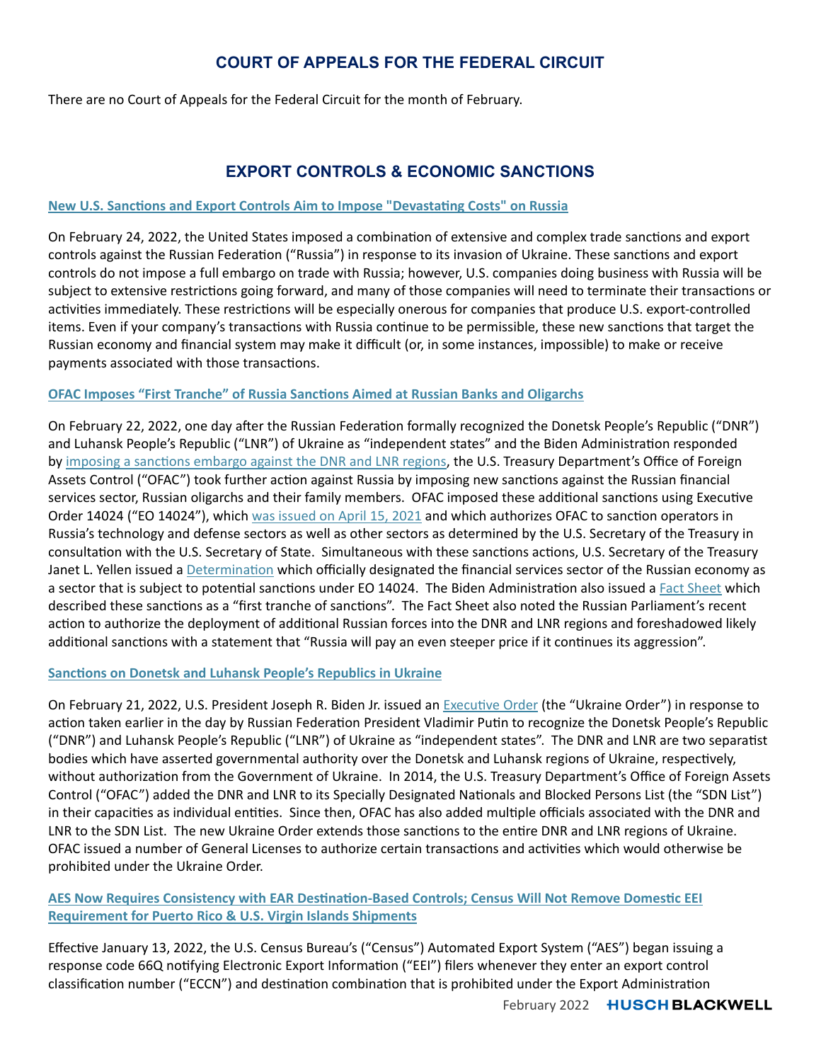## COURT OF APPEALS FOR THE FEDERAL CIRCUIT

There are no Court of Appeals for the Federal Circuit for the month of February.

## EXPORT CONTROLS & ECONOMIC SANCTIONS

### New U.S. Sanctions and Export Controls Aim to Impose "Devastating Costs" on Russia

On February 24, 2022, the United States imposed a combination of extensive and complex trade sanctions and export controls against the Russian Federation ("Russia") in response to its invasion of Ukraine. These sanctions and export controls do not impose a full embargo on trade with Russia; however, U.S. companies doing business with Russia will be subject to extensive restrictions going forward, and many of those companies will need to terminate their transactions or activities immediately. These restrictions will be especially onerous for companies that produce U.S. export-controlled items. Even if your company's transactions with Russia continue to be permissible, these new sanctions that target the Russian economy and financial system may make it difficult (or, in some instances, impossible) to make or receive payments associated with those transactions.

### OFAC Imposes "First Tranche" of Russia Sanctions Aimed at Russian Banks and Oligarchs

On February 22, 2022, one day after the Russian Federation formally recognized the Donetsk People's Republic ("DNR") and Luhansk People's Republic ("LNR") of Ukraine as "independent states" and the Biden Administration responded by imposing a sanctions embargo against the DNR and LNR regions, the U.S. Treasury Department's Office of Foreign Assets Control ("OFAC") took further action against Russia by imposing new sanctions against the Russian financial services sector, Russian oligarchs and their family members. OFAC imposed these additional sanctions using Executive Order 14024 ("EO 14024"), which was issued on April 15, 2021 and which authorizes OFAC to sanction operators in Russia's technology and defense sectors as well as other sectors as determined by the U.S. Secretary of the Treasury in consultation with the U.S. Secretary of State. Simultaneous with these sanctions actions, U.S. Secretary of the Treasury Janet L. Yellen issued a Determination which officially designated the financial services sector of the Russian economy as a sector that is subject to potential sanctions under EO 14024. The Biden Administration also issued a Fact Sheet which described these sanctions as a "first tranche of sanctions". The Fact Sheet also noted the Russian Parliament's recent action to authorize the deployment of additional Russian forces into the DNR and LNR regions and foreshadowed likely additional sanctions with a statement that "Russia will pay an even steeper price if it continues its aggression".

### Sanctions on Donetsk and Luhansk People's Republics in Ukraine

On February 21, 2022, U.S. President Joseph R. Biden Jr. issued an Executive Order (the "Ukraine Order") in response to action taken earlier in the day by Russian Federation President Vladimir Putin to recognize the Donetsk People's Republic ("DNR") and Luhansk People's Republic ("LNR") of Ukraine as "independent states". The DNR and LNR are two separatist bodies which have asserted governmental authority over the Donetsk and Luhansk regions of Ukraine, respectively, without authorization from the Government of Ukraine. In 2014, the U.S. Treasury Department's Office of Foreign Assets Control ("OFAC") added the DNR and LNR to its Specially Designated Nationals and Blocked Persons List (the "SDN List") in their capacities as individual entities. Since then, OFAC has also added multiple officials associated with the DNR and LNR to the SDN List. The new Ukraine Order extends those sanctions to the entire DNR and LNR regions of Ukraine. OFAC issued a number of General Licenses to authorize certain transactions and activities which would otherwise be prohibited under the Ukraine Order.

### AES Now Requires Consistency with EAR Destination-Based Controls; Census Will Not Remove Domestic EEI Requirement for Puerto Rico & U.S. Virgin Islands Shipments

Effective January 13, 2022, the U.S. Census Bureau's ("Census") Automated Export System ("AES") began issuing a response code 66Q notifying Electronic Export Information ("EEI") filers whenever they enter an export control classification number ("ECCN") and destination combination that is prohibited under the Export Administration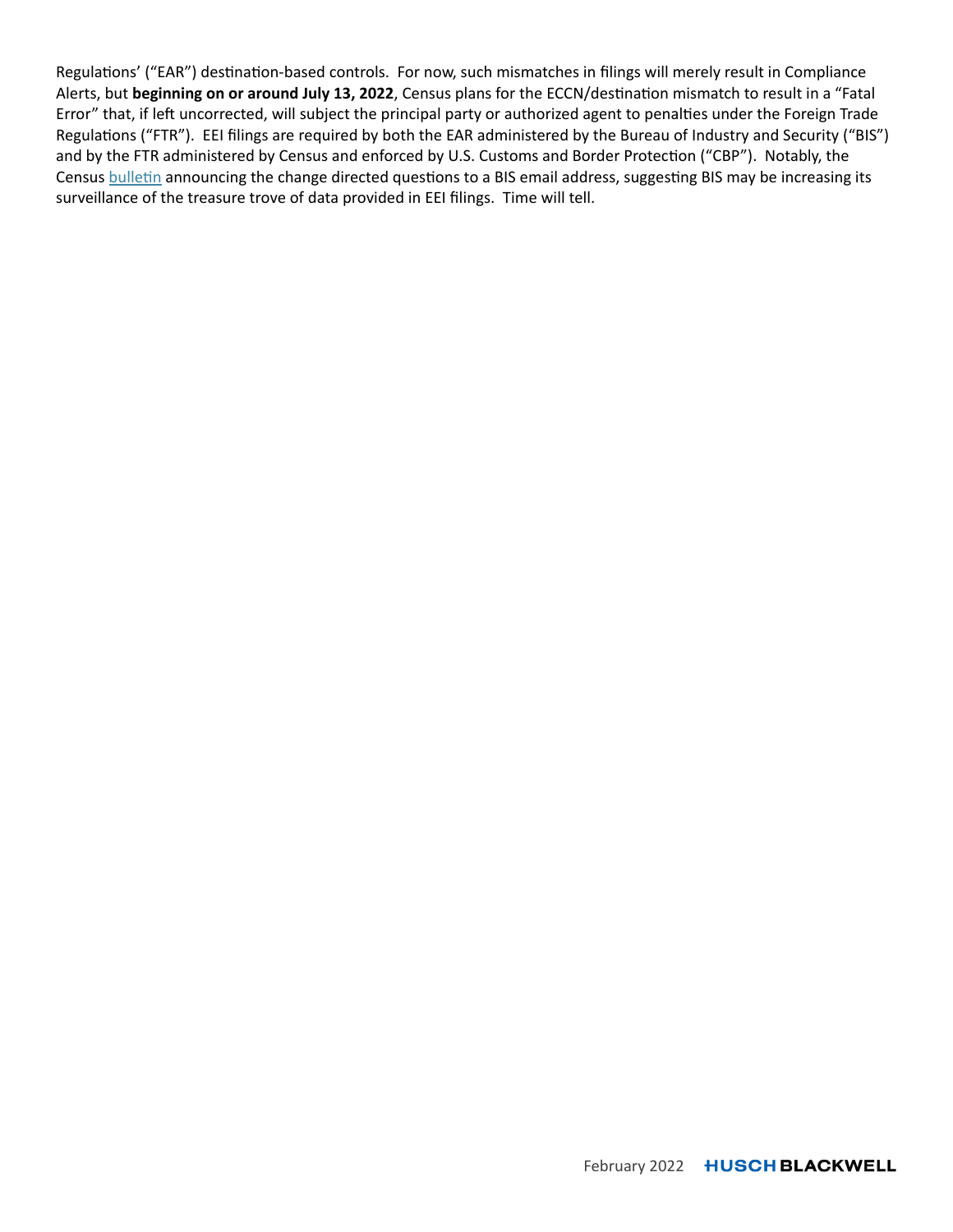Regulations' ("EAR") destination-based controls. For now, such mismatches in filings will merely result in Compliance Alerts, but **beginning on or around July 13, 2022**, Census plans for the ECCN/destination mismatch to result in a "Fatal Error" that, if left uncorrected, will subject the principal party or authorized agent to penalties under the Foreign Trade Regulations ("FTR"). EEI filings are required by both the EAR administered by the Bureau of Industry and Security ("BIS") and by the FTR administered by Census and enforced by U.S. Customs and Border Protection ("CBP"). Notably, the Census bulletin announcing the change directed questions to a BIS email address, suggesting BIS may be increasing its surveillance of the treasure trove of data provided in EEI filings. Time will tell.